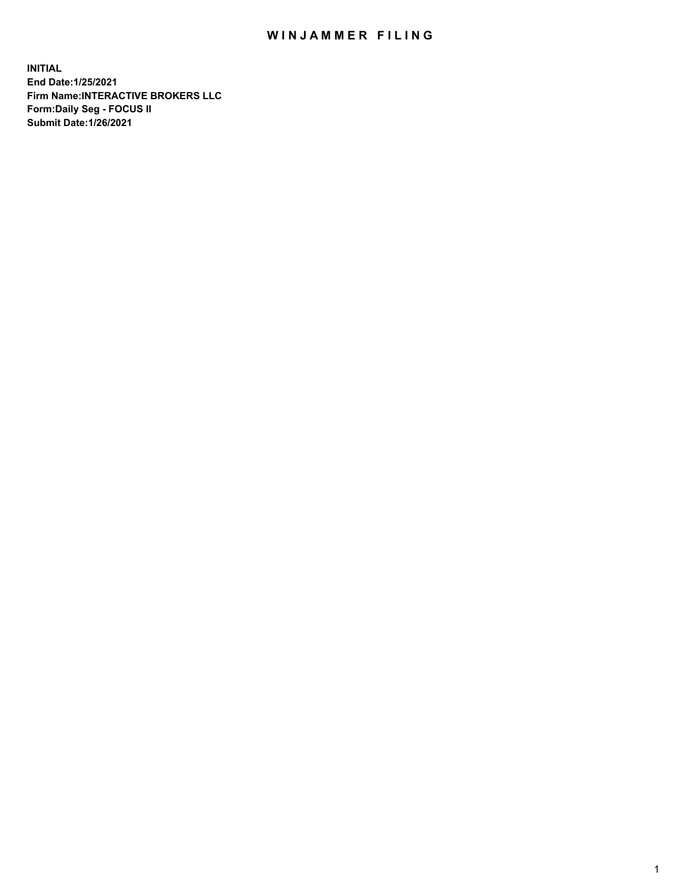# WINJAMMER FILING

**INITIAL**
**End Date:1/25/2021**
**Firm Name:INTERACTIVE BROKERS LLC**
**Form:Daily Seg - FOCUS II**
**Submit Date:1/26/2021**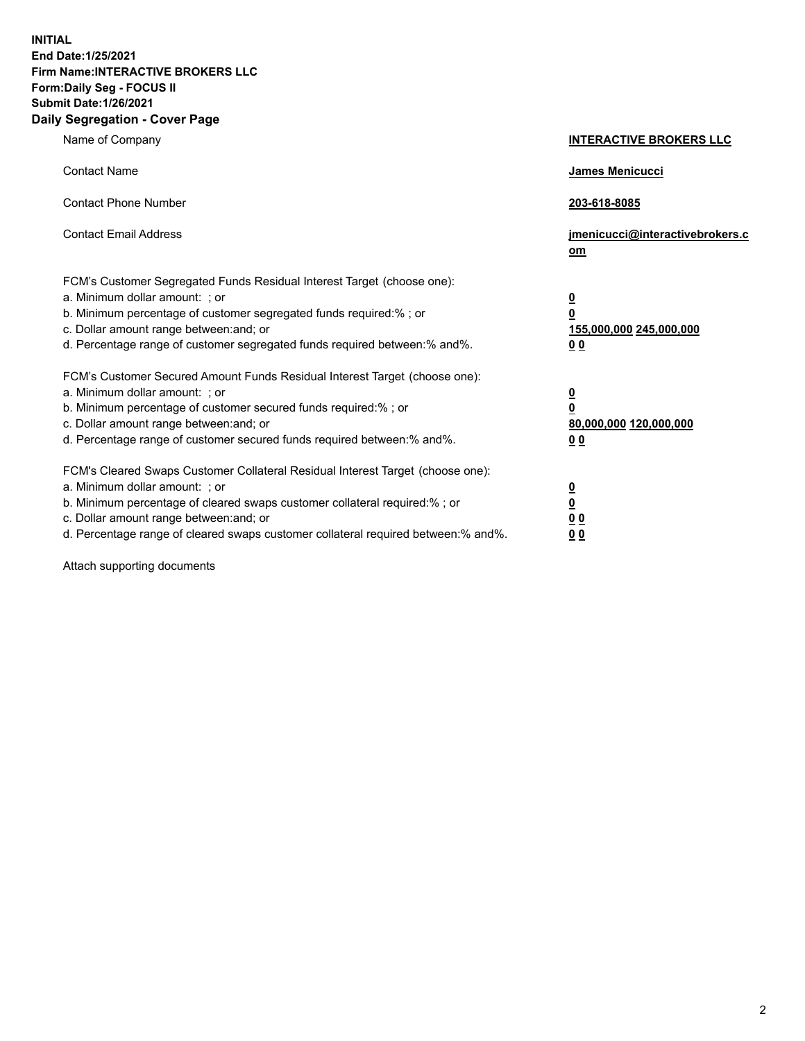**INITIAL**
**End Date:1/25/2021**
**Firm Name:INTERACTIVE BROKERS LLC**
**Form:Daily Seg - FOCUS II**
**Submit Date:1/26/2021**

## Daily Segregation - Cover Page

| | |
|---|---|
| Name of Company | **INTERACTIVE BROKERS LLC** |
| Contact Name | **James Menicucci** |
| Contact Phone Number | **203-618-8085** |
| Contact Email Address | **jmenicucci@interactivebrokers.com** |

FCM's Customer Segregated Funds Residual Interest Target (choose one):

| | |
|---|---|
| a. Minimum dollar amount: ; or | **0** |
| b. Minimum percentage of customer segregated funds required:% ; or | **0** |
| c. Dollar amount range between:and; or | **155,000,000 245,000,000** |
| d. Percentage range of customer segregated funds required between:% and%. | **0 0** |

FCM's Customer Secured Amount Funds Residual Interest Target (choose one):

| | |
|---|---|
| a. Minimum dollar amount: ; or | **0** |
| b. Minimum percentage of customer secured funds required:% ; or | **0** |
| c. Dollar amount range between:and; or | **80,000,000 120,000,000** |
| d. Percentage range of customer secured funds required between:% and%. | **0 0** |

FCM's Cleared Swaps Customer Collateral Residual Interest Target (choose one):

| | |
|---|---|
| a. Minimum dollar amount: ; or | **0** |
| b. Minimum percentage of cleared swaps customer collateral required:% ; or | **0** |
| c. Dollar amount range between:and; or | **0 0** |
| d. Percentage range of cleared swaps customer collateral required between:% and%. | **0 0** |

Attach supporting documents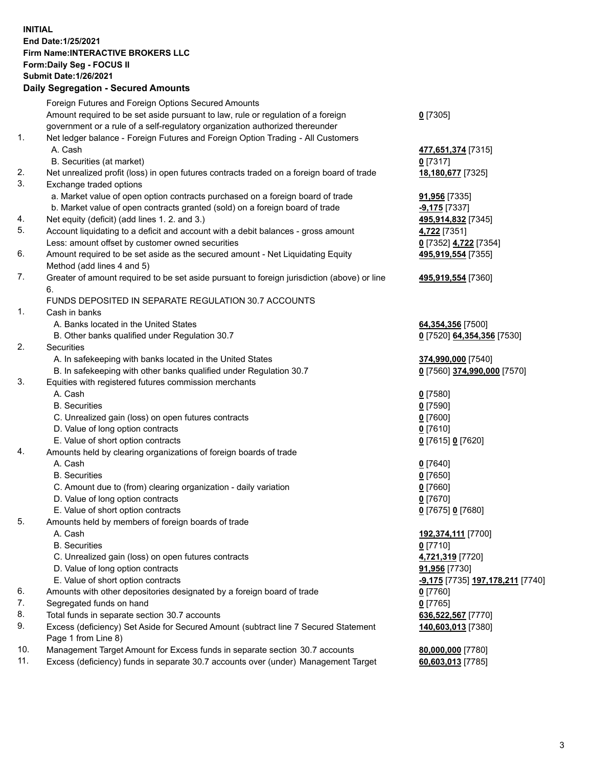**INITIAL**
**End Date:1/25/2021**
**Firm Name:INTERACTIVE BROKERS LLC**
**Form:Daily Seg - FOCUS II**
**Submit Date:1/26/2021**

## Daily Segregation - Secured Amounts

| | | |
|---|---|---|
| | Foreign Futures and Foreign Options Secured Amounts | |
| | Amount required to be set aside pursuant to law, rule or regulation of a foreign government or a rule of a self-regulatory organization authorized thereunder | **0** [7305] |
| 1. | Net ledger balance - Foreign Futures and Foreign Option Trading - All Customers | |
| | A. Cash | **477,651,374** [7315] |
| | B. Securities (at market) | **0** [7317] |
| 2. | Net unrealized profit (loss) in open futures contracts traded on a foreign board of trade | **18,180,677** [7325] |
| 3. | Exchange traded options | |
| | a. Market value of open option contracts purchased on a foreign board of trade | **91,956** [7335] |
| | b. Market value of open contracts granted (sold) on a foreign board of trade | **-9,175** [7337] |
| 4. | Net equity (deficit) (add lines 1. 2. and 3.) | **495,914,832** [7345] |
| 5. | Account liquidating to a deficit and account with a debit balances - gross amount | **4,722** [7351] |
| | Less: amount offset by customer owned securities | **0** [7352] **4,722** [7354] |
| 6. | Amount required to be set aside as the secured amount - Net Liquidating Equity Method (add lines 4 and 5) | **495,919,554** [7355] |
| 7. | Greater of amount required to be set aside pursuant to foreign jurisdiction (above) or line 6. | **495,919,554** [7360] |
| | FUNDS DEPOSITED IN SEPARATE REGULATION 30.7 ACCOUNTS | |
| 1. | Cash in banks | |
| | A. Banks located in the United States | **64,354,356** [7500] |
| | B. Other banks qualified under Regulation 30.7 | **0** [7520] **64,354,356** [7530] |
| 2. | Securities | |
| | A. In safekeeping with banks located in the United States | **374,990,000** [7540] |
| | B. In safekeeping with other banks qualified under Regulation 30.7 | **0** [7560] **374,990,000** [7570] |
| 3. | Equities with registered futures commission merchants | |
| | A. Cash | **0** [7580] |
| | B. Securities | **0** [7590] |
| | C. Unrealized gain (loss) on open futures contracts | **0** [7600] |
| | D. Value of long option contracts | **0** [7610] |
| | E. Value of short option contracts | **0** [7615] **0** [7620] |
| 4. | Amounts held by clearing organizations of foreign boards of trade | |
| | A. Cash | **0** [7640] |
| | B. Securities | **0** [7650] |
| | C. Amount due to (from) clearing organization - daily variation | **0** [7660] |
| | D. Value of long option contracts | **0** [7670] |
| | E. Value of short option contracts | **0** [7675] **0** [7680] |
| 5. | Amounts held by members of foreign boards of trade | |
| | A. Cash | **192,374,111** [7700] |
| | B. Securities | **0** [7710] |
| | C. Unrealized gain (loss) on open futures contracts | **4,721,319** [7720] |
| | D. Value of long option contracts | **91,956** [7730] |
| | E. Value of short option contracts | **-9,175** [7735] **197,178,211** [7740] |
| 6. | Amounts with other depositories designated by a foreign board of trade | **0** [7760] |
| 7. | Segregated funds on hand | **0** [7765] |
| 8. | Total funds in separate section 30.7 accounts | **636,522,567** [7770] |
| 9. | Excess (deficiency) Set Aside for Secured Amount (subtract line 7 Secured Statement Page 1 from Line 8) | **140,603,013** [7380] |
| 10. | Management Target Amount for Excess funds in separate section 30.7 accounts | **80,000,000** [7780] |
| 11. | Excess (deficiency) funds in separate 30.7 accounts over (under) Management Target | **60,603,013** [7785] |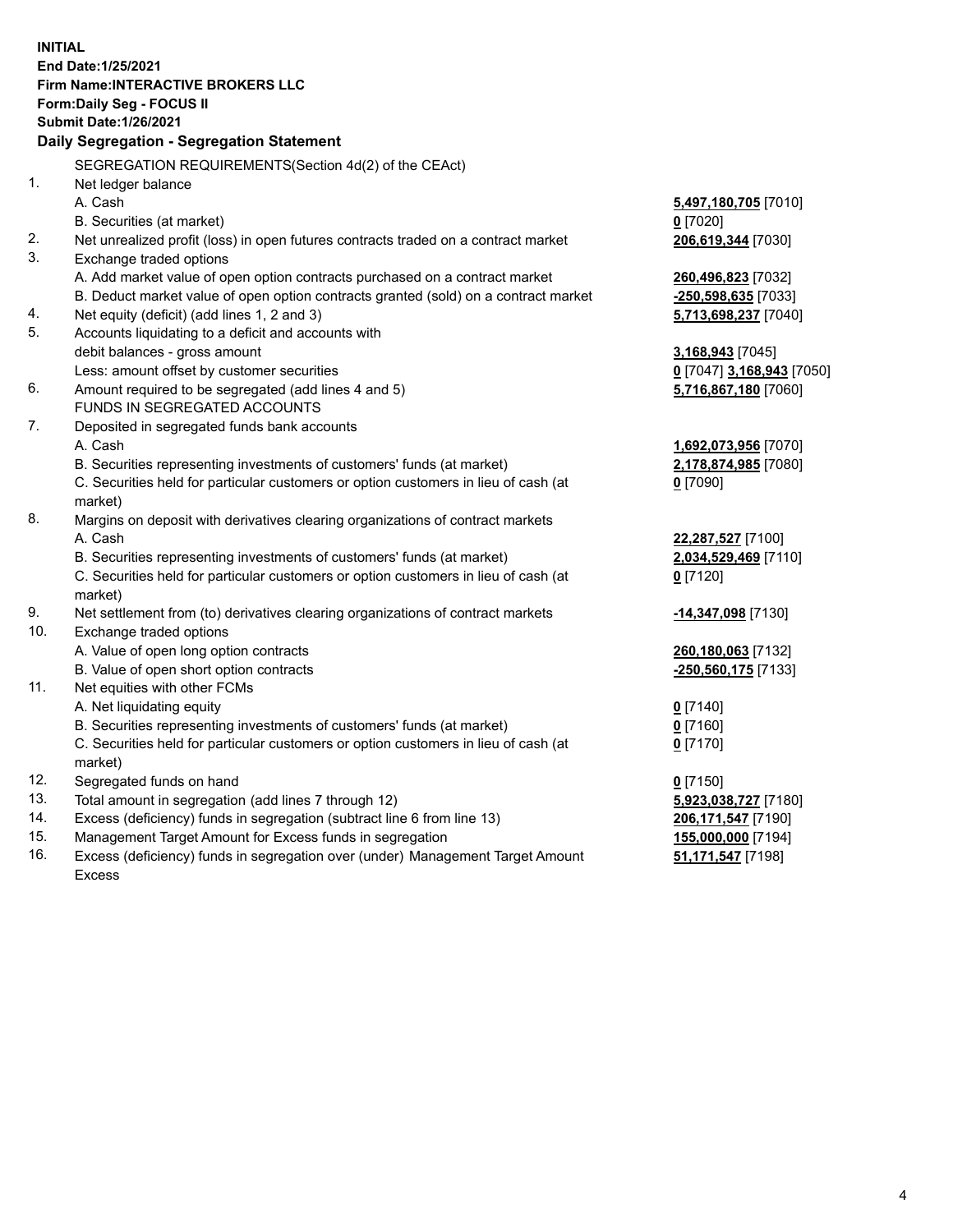**INITIAL**
**End Date:1/25/2021**
**Firm Name:INTERACTIVE BROKERS LLC**
**Form:Daily Seg - FOCUS II**
**Submit Date:1/26/2021**

**Daily Segregation - Segregation Statement**

SEGREGATION REQUIREMENTS(Section 4d(2) of the CEAct)

| | | |
|---|---|---|
| 1. | Net ledger balance | |
| | A. Cash | **5,497,180,705** [7010] |
| | B. Securities (at market) | **0** [7020] |
| 2. | Net unrealized profit (loss) in open futures contracts traded on a contract market | **206,619,344** [7030] |
| 3. | Exchange traded options | |
| | A. Add market value of open option contracts purchased on a contract market | **260,496,823** [7032] |
| | B. Deduct market value of open option contracts granted (sold) on a contract market | **-250,598,635** [7033] |
| 4. | Net equity (deficit) (add lines 1, 2 and 3) | **5,713,698,237** [7040] |
| 5. | Accounts liquidating to a deficit and accounts with | |
| | debit balances - gross amount | **3,168,943** [7045] |
| | Less: amount offset by customer securities | **0** [7047] **3,168,943** [7050] |
| 6. | Amount required to be segregated (add lines 4 and 5) | **5,716,867,180** [7060] |
| | FUNDS IN SEGREGATED ACCOUNTS | |
| 7. | Deposited in segregated funds bank accounts | |
| | A. Cash | **1,692,073,956** [7070] |
| | B. Securities representing investments of customers' funds (at market) | **2,178,874,985** [7080] |
| | C. Securities held for particular customers or option customers in lieu of cash (at market) | **0** [7090] |
| 8. | Margins on deposit with derivatives clearing organizations of contract markets | |
| | A. Cash | **22,287,527** [7100] |
| | B. Securities representing investments of customers' funds (at market) | **2,034,529,469** [7110] |
| | C. Securities held for particular customers or option customers in lieu of cash (at market) | **0** [7120] |
| 9. | Net settlement from (to) derivatives clearing organizations of contract markets | **-14,347,098** [7130] |
| 10. | Exchange traded options | |
| | A. Value of open long option contracts | **260,180,063** [7132] |
| | B. Value of open short option contracts | **-250,560,175** [7133] |
| 11. | Net equities with other FCMs | |
| | A. Net liquidating equity | **0** [7140] |
| | B. Securities representing investments of customers' funds (at market) | **0** [7160] |
| | C. Securities held for particular customers or option customers in lieu of cash (at market) | **0** [7170] |
| 12. | Segregated funds on hand | **0** [7150] |
| 13. | Total amount in segregation (add lines 7 through 12) | **5,923,038,727** [7180] |
| 14. | Excess (deficiency) funds in segregation (subtract line 6 from line 13) | **206,171,547** [7190] |
| 15. | Management Target Amount for Excess funds in segregation | **155,000,000** [7194] |
| 16. | Excess (deficiency) funds in segregation over (under) Management Target Amount Excess | **51,171,547** [7198] |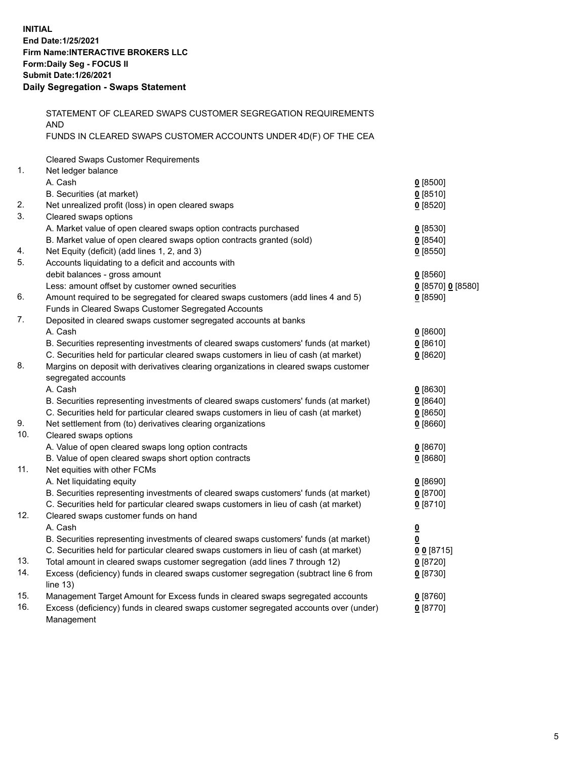**INITIAL**
**End Date:1/25/2021**
**Firm Name:INTERACTIVE BROKERS LLC**
**Form:Daily Seg - FOCUS II**
**Submit Date:1/26/2021**
**Daily Segregation - Swaps Statement**

STATEMENT OF CLEARED SWAPS CUSTOMER SEGREGATION REQUIREMENTS AND FUNDS IN CLEARED SWAPS CUSTOMER ACCOUNTS UNDER 4D(F) OF THE CEA

| | Cleared Swaps Customer Requirements | |
|---|---|---|
| 1. | Net ledger balance | |
| | A. Cash | 0 [8500] |
| | B. Securities (at market) | 0 [8510] |
| 2. | Net unrealized profit (loss) in open cleared swaps | 0 [8520] |
| 3. | Cleared swaps options | |
| | A. Market value of open cleared swaps option contracts purchased | 0 [8530] |
| | B. Market value of open cleared swaps option contracts granted (sold) | 0 [8540] |
| 4. | Net Equity (deficit) (add lines 1, 2, and 3) | 0 [8550] |
| 5. | Accounts liquidating to a deficit and accounts with debit balances - gross amount | 0 [8560] |
| | Less: amount offset by customer owned securities | 0 [8570] 0 [8580] |
| 6. | Amount required to be segregated for cleared swaps customers (add lines 4 and 5) | 0 [8590] |
| | Funds in Cleared Swaps Customer Segregated Accounts | |
| 7. | Deposited in cleared swaps customer segregated accounts at banks | |
| | A. Cash | 0 [8600] |
| | B. Securities representing investments of cleared swaps customers' funds (at market) | 0 [8610] |
| | C. Securities held for particular cleared swaps customers in lieu of cash (at market) | 0 [8620] |
| 8. | Margins on deposit with derivatives clearing organizations in cleared swaps customer segregated accounts | |
| | A. Cash | 0 [8630] |
| | B. Securities representing investments of cleared swaps customers' funds (at market) | 0 [8640] |
| | C. Securities held for particular cleared swaps customers in lieu of cash (at market) | 0 [8650] |
| 9. | Net settlement from (to) derivatives clearing organizations | 0 [8660] |
| 10. | Cleared swaps options | |
| | A. Value of open cleared swaps long option contracts | 0 [8670] |
| | B. Value of open cleared swaps short option contracts | 0 [8680] |
| 11. | Net equities with other FCMs | |
| | A. Net liquidating equity | 0 [8690] |
| | B. Securities representing investments of cleared swaps customers' funds (at market) | 0 [8700] |
| | C. Securities held for particular cleared swaps customers in lieu of cash (at market) | 0 [8710] |
| 12. | Cleared swaps customer funds on hand | |
| | A. Cash | 0 |
| | B. Securities representing investments of cleared swaps customers' funds (at market) | 0 |
| | C. Securities held for particular cleared swaps customers in lieu of cash (at market) | 0 0 [8715] |
| 13. | Total amount in cleared swaps customer segregation (add lines 7 through 12) | 0 [8720] |
| 14. | Excess (deficiency) funds in cleared swaps customer segregation (subtract line 6 from line 13) | 0 [8730] |
| 15. | Management Target Amount for Excess funds in cleared swaps segregated accounts | 0 [8760] |
| 16. | Excess (deficiency) funds in cleared swaps customer segregated accounts over (under) Management | 0 [8770] |